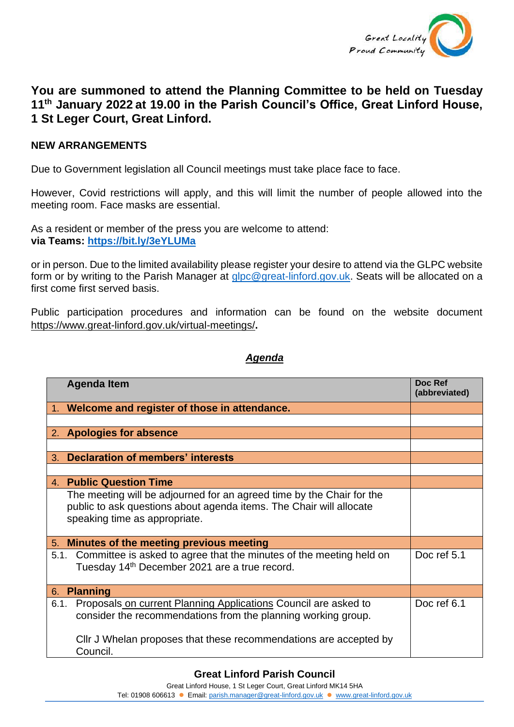Great Locality
Proud Community

**You are summoned to attend the Planning Committee to be held on Tuesday 11th January 2022 at 19.00 in the Parish Council's Office, Great Linford House, 1 St Leger Court, Great Linford.**

**NEW ARRANGEMENTS**

Due to Government legislation all Council meetings must take place face to face.

However, Covid restrictions will apply, and this will limit the number of people allowed into the meeting room. Face masks are essential.

As a resident or member of the press you are welcome to attend:
**via Teams: https://bit.ly/3eYLUMa**

or in person. Due to the limited availability please register your desire to attend via the GLPC website form or by writing to the Parish Manager at glpc@great-linford.gov.uk. Seats will be allocated on a first come first served basis.

Public participation procedures and information can be found on the website document https://www.great-linford.gov.uk/virtual-meetings/.

***Agenda***

| Agenda Item | Doc Ref (abbreviated) |
|---|---|
| **1. Welcome and register of those in attendance.** | |
| | |
| **2. Apologies for absence** | |
| | |
| **3. Declaration of members' interests** | |
| | |
| **4. Public Question Time** | |
| The meeting will be adjourned for an agreed time by the Chair for the public to ask questions about agenda items. The Chair will allocate speaking time as appropriate. | |
| **5. Minutes of the meeting previous meeting** | |
| 5.1. Committee is asked to agree that the minutes of the meeting held on Tuesday 14th December 2021 are a true record. | Doc ref 5.1 |
| **6. Planning** | |
| 6.1. Proposals on current Planning Applications Council are asked to consider the recommendations from the planning working group.<br><br>Cllr J Whelan proposes that these recommendations are accepted by Council. | Doc ref 6.1 |

**Great Linford Parish Council**
Great Linford House, 1 St Leger Court, Great Linford MK14 5HA
Tel: 01908 606613 ● Email: parish.manager@great-linford.gov.uk ● www.great-linford.gov.uk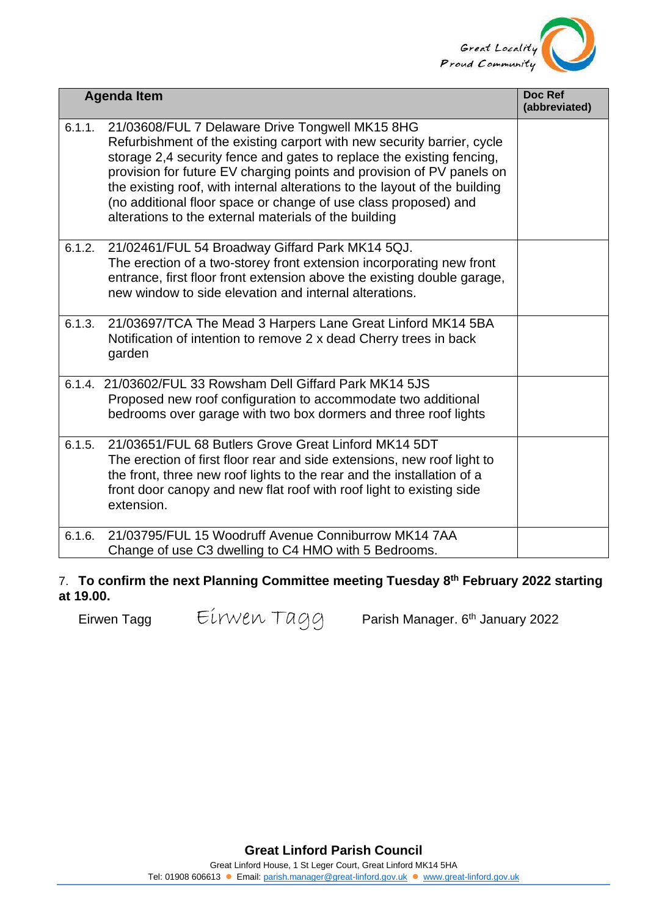| Agenda Item | Doc Ref (abbreviated) |
|---|---|
| 6.1.1. 21/03608/FUL 7 Delaware Drive Tongwell MK15 8HG<br>Refurbishment of the existing carport with new security barrier, cycle storage 2,4 security fence and gates to replace the existing fencing, provision for future EV charging points and provision of PV panels on the existing roof, with internal alterations to the layout of the building (no additional floor space or change of use class proposed) and alterations to the external materials of the building | |
| 6.1.2. 21/02461/FUL 54 Broadway Giffard Park MK14 5QJ.<br>The erection of a two-storey front extension incorporating new front entrance, first floor front extension above the existing double garage, new window to side elevation and internal alterations. | |
| 6.1.3. 21/03697/TCA The Mead 3 Harpers Lane Great Linford MK14 5BA<br>Notification of intention to remove 2 x dead Cherry trees in back garden | |
| 6.1.4. 21/03602/FUL 33 Rowsham Dell Giffard Park MK14 5JS<br>Proposed new roof configuration to accommodate two additional bedrooms over garage with two box dormers and three roof lights | |
| 6.1.5. 21/03651/FUL 68 Butlers Grove Great Linford MK14 5DT<br>The erection of first floor rear and side extensions, new roof light to the front, three new roof lights to the rear and the installation of a front door canopy and new flat roof with roof light to existing side extension. | |
| 6.1.6. 21/03795/FUL 15 Woodruff Avenue Conniburrow MK14 7AA<br>Change of use C3 dwelling to C4 HMO with 5 Bedrooms. | |

7. **To confirm the next Planning Committee meeting Tuesday 8th February 2022 starting at 19.00.**

Eirwen Tagg Eirwen Tagg Parish Manager. 6th January 2022